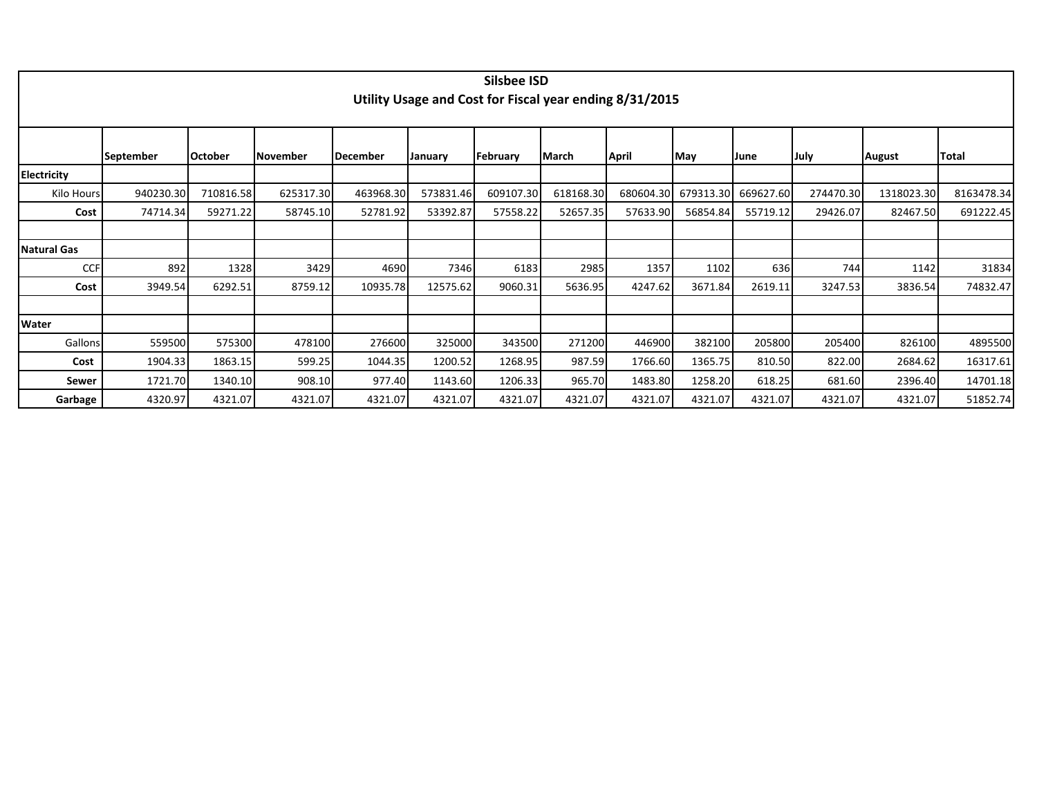# Silsbee ISD

## Utility Usage and Cost for Fiscal year ending 8/31/2015

| | September | October | November | December | January | February | March | April | May | June | July | August | Total |
|---|---|---|---|---|---|---|---|---|---|---|---|---|---|
| **Electricity** | | | | | | | | | | | | | |
| Kilo Hours | 940230.30 | 710816.58 | 625317.30 | 463968.30 | 573831.46 | 609107.30 | 618168.30 | 680604.30 | 679313.30 | 669627.60 | 274470.30 | 1318023.30 | 8163478.34 |
| **Cost** | 74714.34 | 59271.22 | 58745.10 | 52781.92 | 53392.87 | 57558.22 | 52657.35 | 57633.90 | 56854.84 | 55719.12 | 29426.07 | 82467.50 | 691222.45 |
| | | | | | | | | | | | | | |
| **Natural Gas** | | | | | | | | | | | | | |
| CCF | 892 | 1328 | 3429 | 4690 | 7346 | 6183 | 2985 | 1357 | 1102 | 636 | 744 | 1142 | 31834 |
| **Cost** | 3949.54 | 6292.51 | 8759.12 | 10935.78 | 12575.62 | 9060.31 | 5636.95 | 4247.62 | 3671.84 | 2619.11 | 3247.53 | 3836.54 | 74832.47 |
| | | | | | | | | | | | | | |
| **Water** | | | | | | | | | | | | | |
| Gallons | 559500 | 575300 | 478100 | 276600 | 325000 | 343500 | 271200 | 446900 | 382100 | 205800 | 205400 | 826100 | 4895500 |
| **Cost** | 1904.33 | 1863.15 | 599.25 | 1044.35 | 1200.52 | 1268.95 | 987.59 | 1766.60 | 1365.75 | 810.50 | 822.00 | 2684.62 | 16317.61 |
| **Sewer** | 1721.70 | 1340.10 | 908.10 | 977.40 | 1143.60 | 1206.33 | 965.70 | 1483.80 | 1258.20 | 618.25 | 681.60 | 2396.40 | 14701.18 |
| **Garbage** | 4320.97 | 4321.07 | 4321.07 | 4321.07 | 4321.07 | 4321.07 | 4321.07 | 4321.07 | 4321.07 | 4321.07 | 4321.07 | 4321.07 | 51852.74 |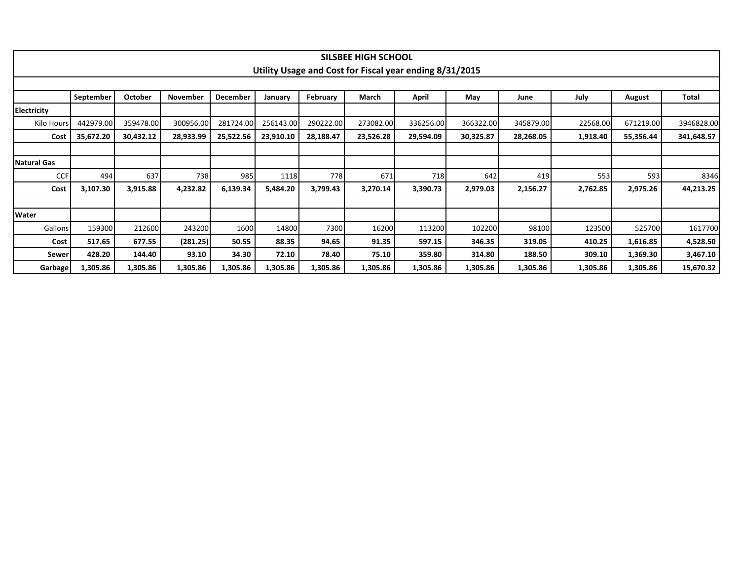# SILSBEE HIGH SCHOOL

## Utility Usage and Cost for Fiscal year ending 8/31/2015

| | September | October | November | December | January | February | March | April | May | June | July | August | Total |
|---|---|---|---|---|---|---|---|---|---|---|---|---|---|
| **Electricity** | | | | | | | | | | | | | |
| Kilo Hours | 442979.00 | 359478.00 | 300956.00 | 281724.00 | 256143.00 | 290222.00 | 273082.00 | 336256.00 | 366322.00 | 345879.00 | 22568.00 | 671219.00 | 3946828.00 |
| **Cost** | **35,672.20** | **30,432.12** | **28,933.99** | **25,522.56** | **23,910.10** | **28,188.47** | **23,526.28** | **29,594.09** | **30,325.87** | **28,268.05** | **1,918.40** | **55,356.44** | **341,648.57** |
| | | | | | | | | | | | | | |
| **Natural Gas** | | | | | | | | | | | | | |
| CCF | 494 | 637 | 738 | 985 | 1118 | 778 | 671 | 718 | 642 | 419 | 553 | 593 | 8346 |
| **Cost** | **3,107.30** | **3,915.88** | **4,232.82** | **6,139.34** | **5,484.20** | **3,799.43** | **3,270.14** | **3,390.73** | **2,979.03** | **2,156.27** | **2,762.85** | **2,975.26** | **44,213.25** |
| | | | | | | | | | | | | | |
| **Water** | | | | | | | | | | | | | |
| Gallons | 159300 | 212600 | 243200 | 1600 | 14800 | 7300 | 16200 | 113200 | 102200 | 98100 | 123500 | 525700 | 1617700 |
| **Cost** | **517.65** | **677.55** | **(281.25)** | **50.55** | **88.35** | **94.65** | **91.35** | **597.15** | **346.35** | **319.05** | **410.25** | **1,616.85** | **4,528.50** |
| **Sewer** | **428.20** | **144.40** | **93.10** | **34.30** | **72.10** | **78.40** | **75.10** | **359.80** | **314.80** | **188.50** | **309.10** | **1,369.30** | **3,467.10** |
| **Garbage** | **1,305.86** | **1,305.86** | **1,305.86** | **1,305.86** | **1,305.86** | **1,305.86** | **1,305.86** | **1,305.86** | **1,305.86** | **1,305.86** | **1,305.86** | **1,305.86** | **15,670.32** |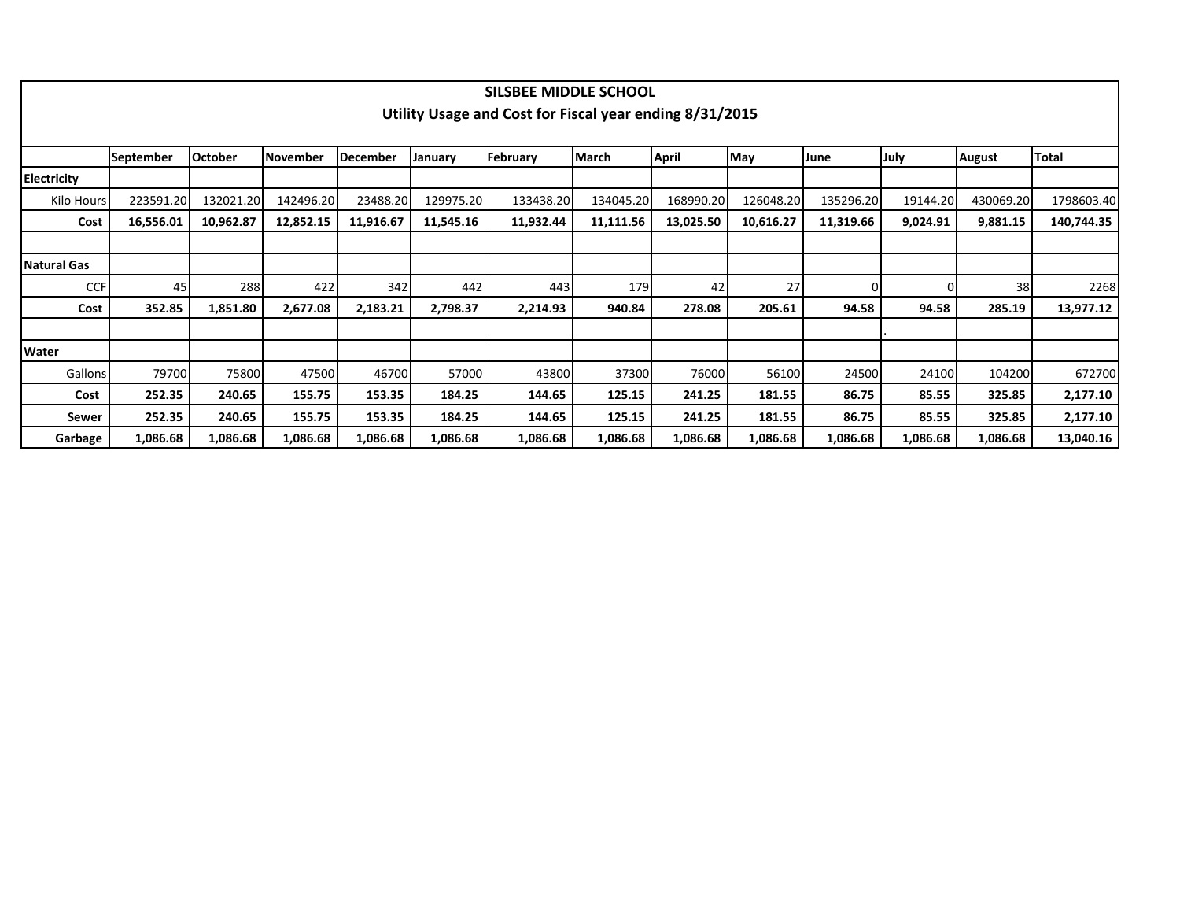| SILSBEE MIDDLE SCHOOL<br>Utility Usage and Cost for Fiscal year ending 8/31/2015 | | | | | | | | | | | | | |
|---|---|---|---|---|---|---|---|---|---|---|---|---|---|
| | **September** | **October** | **November** | **December** | **January** | **February** | **March** | **April** | **May** | **June** | **July** | **August** | **Total** |
| **Electricity** | | | | | | | | | | | | | |
| Kilo Hours | 223591.20 | 132021.20 | 142496.20 | 23488.20 | 129975.20 | 133438.20 | 134045.20 | 168990.20 | 126048.20 | 135296.20 | 19144.20 | 430069.20 | 1798603.40 |
| **Cost** | **16,556.01** | **10,962.87** | **12,852.15** | **11,916.67** | **11,545.16** | **11,932.44** | **11,111.56** | **13,025.50** | **10,616.27** | **11,319.66** | **9,024.91** | **9,881.15** | **140,744.35** |
| | | | | | | | | | | | | | |
| **Natural Gas** | | | | | | | | | | | | | |
| CCF | 45 | 288 | 422 | 342 | 442 | 443 | 179 | 42 | 27 | 0 | 0 | 38 | 2268 |
| **Cost** | **352.85** | **1,851.80** | **2,677.08** | **2,183.21** | **2,798.37** | **2,214.93** | **940.84** | **278.08** | **205.61** | **94.58** | **94.58** | **285.19** | **13,977.12** |
| | | | | | | | | | | | . | | |
| **Water** | | | | | | | | | | | | | |
| Gallons | 79700 | 75800 | 47500 | 46700 | 57000 | 43800 | 37300 | 76000 | 56100 | 24500 | 24100 | 104200 | 672700 |
| **Cost** | **252.35** | **240.65** | **155.75** | **153.35** | **184.25** | **144.65** | **125.15** | **241.25** | **181.55** | **86.75** | **85.55** | **325.85** | **2,177.10** |
| **Sewer** | **252.35** | **240.65** | **155.75** | **153.35** | **184.25** | **144.65** | **125.15** | **241.25** | **181.55** | **86.75** | **85.55** | **325.85** | **2,177.10** |
| **Garbage** | **1,086.68** | **1,086.68** | **1,086.68** | **1,086.68** | **1,086.68** | **1,086.68** | **1,086.68** | **1,086.68** | **1,086.68** | **1,086.68** | **1,086.68** | **1,086.68** | **13,040.16** |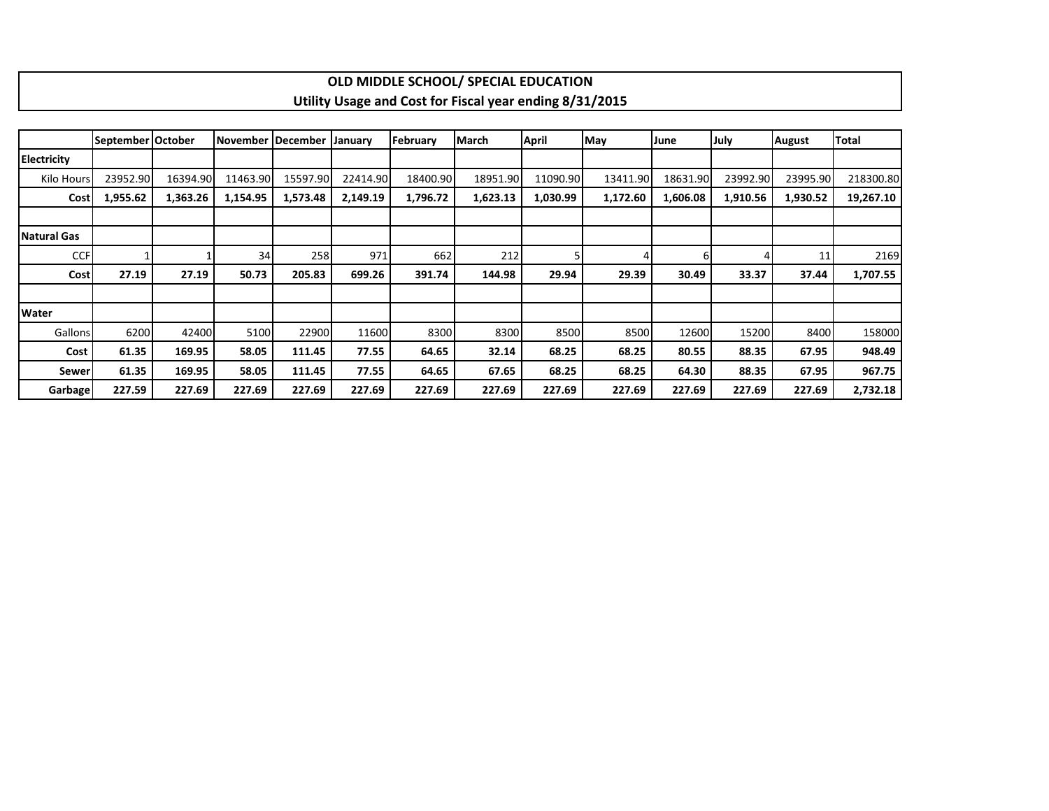## OLD MIDDLE SCHOOL/ SPECIAL EDUCATION
### Utility Usage and Cost for Fiscal year ending 8/31/2015

| | September | October | November | December | January | February | March | April | May | June | July | August | Total |
|---|---|---|---|---|---|---|---|---|---|---|---|---|---|
| **Electricity** | | | | | | | | | | | | | |
| Kilo Hours | 23952.90 | 16394.90 | 11463.90 | 15597.90 | 22414.90 | 18400.90 | 18951.90 | 11090.90 | 13411.90 | 18631.90 | 23992.90 | 23995.90 | 218300.80 |
| **Cost** | **1,955.62** | **1,363.26** | **1,154.95** | **1,573.48** | **2,149.19** | **1,796.72** | **1,623.13** | **1,030.99** | **1,172.60** | **1,606.08** | **1,910.56** | **1,930.52** | **19,267.10** |
| | | | | | | | | | | | | | |
| **Natural Gas** | | | | | | | | | | | | | |
| CCF | 1 | 1 | 34 | 258 | 971 | 662 | 212 | 5 | 4 | 6 | 4 | 11 | 2169 |
| **Cost** | **27.19** | **27.19** | **50.73** | **205.83** | **699.26** | **391.74** | **144.98** | **29.94** | **29.39** | **30.49** | **33.37** | **37.44** | **1,707.55** |
| | | | | | | | | | | | | | |
| **Water** | | | | | | | | | | | | | |
| Gallons | 6200 | 42400 | 5100 | 22900 | 11600 | 8300 | 8300 | 8500 | 8500 | 12600 | 15200 | 8400 | 158000 |
| **Cost** | **61.35** | **169.95** | **58.05** | **111.45** | **77.55** | **64.65** | **32.14** | **68.25** | **68.25** | **80.55** | **88.35** | **67.95** | **948.49** |
| **Sewer** | **61.35** | **169.95** | **58.05** | **111.45** | **77.55** | **64.65** | **67.65** | **68.25** | **68.25** | **64.30** | **88.35** | **67.95** | **967.75** |
| **Garbage** | **227.59** | **227.69** | **227.69** | **227.69** | **227.69** | **227.69** | **227.69** | **227.69** | **227.69** | **227.69** | **227.69** | **227.69** | **2,732.18** |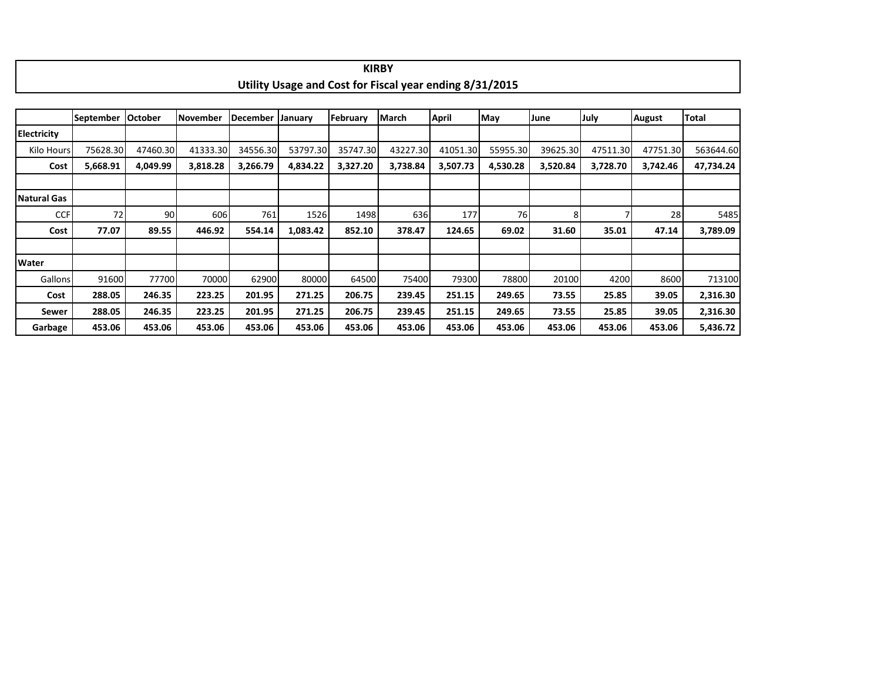# KIRBY

## Utility Usage and Cost for Fiscal year ending 8/31/2015

| | September | October | November | December | January | February | March | April | May | June | July | August | Total |
|---|---|---|---|---|---|---|---|---|---|---|---|---|---|
| **Electricity** | | | | | | | | | | | | | |
| Kilo Hours | 75628.30 | 47460.30 | 41333.30 | 34556.30 | 53797.30 | 35747.30 | 43227.30 | 41051.30 | 55955.30 | 39625.30 | 47511.30 | 47751.30 | 563644.60 |
| **Cost** | **5,668.91** | **4,049.99** | **3,818.28** | **3,266.79** | **4,834.22** | **3,327.20** | **3,738.84** | **3,507.73** | **4,530.28** | **3,520.84** | **3,728.70** | **3,742.46** | **47,734.24** |
| | | | | | | | | | | | | | |
| **Natural Gas** | | | | | | | | | | | | | |
| CCF | 72 | 90 | 606 | 761 | 1526 | 1498 | 636 | 177 | 76 | 8 | 7 | 28 | 5485 |
| **Cost** | **77.07** | **89.55** | **446.92** | **554.14** | **1,083.42** | **852.10** | **378.47** | **124.65** | **69.02** | **31.60** | **35.01** | **47.14** | **3,789.09** |
| | | | | | | | | | | | | | |
| **Water** | | | | | | | | | | | | | |
| Gallons | 91600 | 77700 | 70000 | 62900 | 80000 | 64500 | 75400 | 79300 | 78800 | 20100 | 4200 | 8600 | 713100 |
| **Cost** | **288.05** | **246.35** | **223.25** | **201.95** | **271.25** | **206.75** | **239.45** | **251.15** | **249.65** | **73.55** | **25.85** | **39.05** | **2,316.30** |
| **Sewer** | **288.05** | **246.35** | **223.25** | **201.95** | **271.25** | **206.75** | **239.45** | **251.15** | **249.65** | **73.55** | **25.85** | **39.05** | **2,316.30** |
| **Garbage** | **453.06** | **453.06** | **453.06** | **453.06** | **453.06** | **453.06** | **453.06** | **453.06** | **453.06** | **453.06** | **453.06** | **453.06** | **5,436.72** |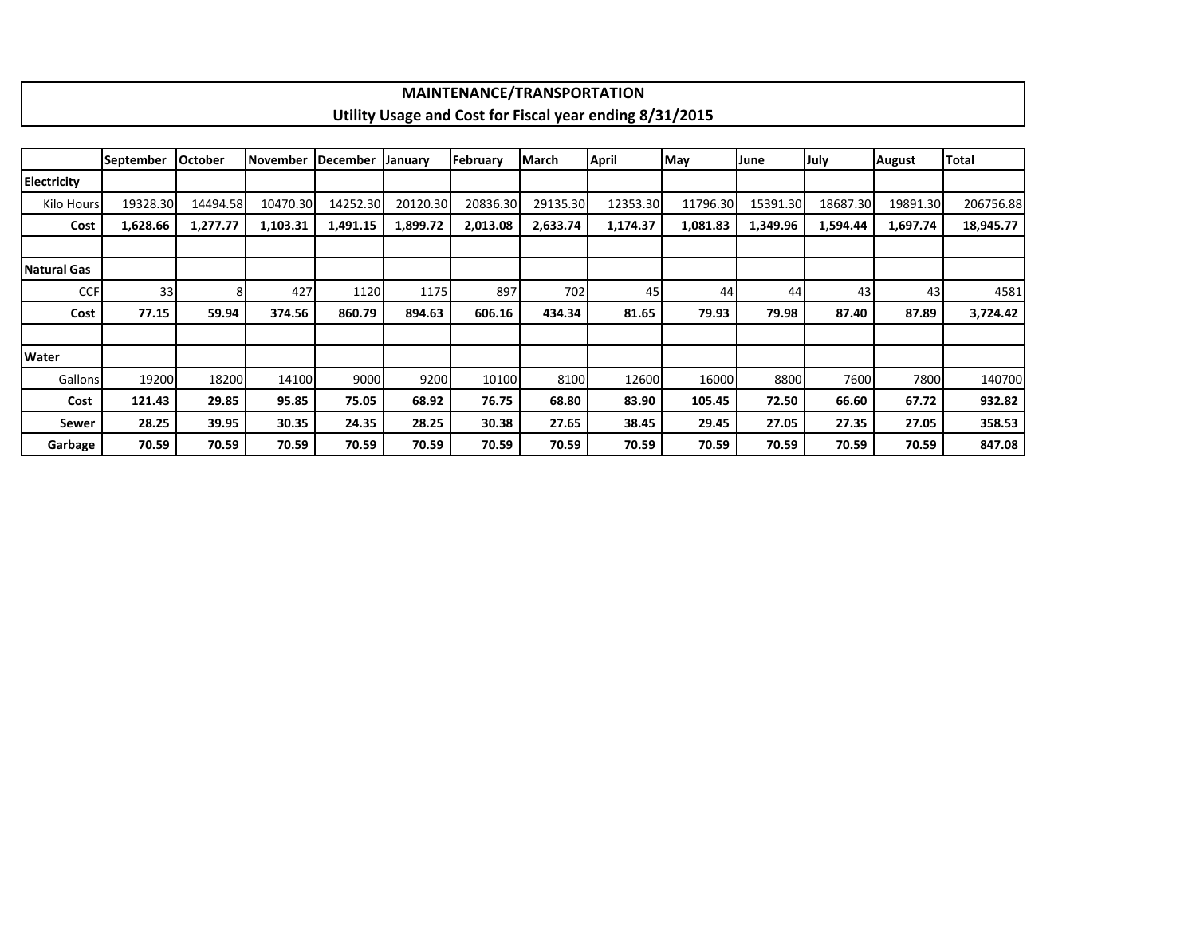# MAINTENANCE/TRANSPORTATION

## Utility Usage and Cost for Fiscal year ending 8/31/2015

| | September | October | November | December | January | February | March | April | May | June | July | August | Total |
|---|---|---|---|---|---|---|---|---|---|---|---|---|---|
| **Electricity** | | | | | | | | | | | | | |
| Kilo Hours | 19328.30 | 14494.58 | 10470.30 | 14252.30 | 20120.30 | 20836.30 | 29135.30 | 12353.30 | 11796.30 | 15391.30 | 18687.30 | 19891.30 | 206756.88 |
| **Cost** | **1,628.66** | **1,277.77** | **1,103.31** | **1,491.15** | **1,899.72** | **2,013.08** | **2,633.74** | **1,174.37** | **1,081.83** | **1,349.96** | **1,594.44** | **1,697.74** | **18,945.77** |
| | | | | | | | | | | | | | |
| **Natural Gas** | | | | | | | | | | | | | |
| CCF | 33 | 8 | 427 | 1120 | 1175 | 897 | 702 | 45 | 44 | 44 | 43 | 43 | 4581 |
| **Cost** | **77.15** | **59.94** | **374.56** | **860.79** | **894.63** | **606.16** | **434.34** | **81.65** | **79.93** | **79.98** | **87.40** | **87.89** | **3,724.42** |
| | | | | | | | | | | | | | |
| **Water** | | | | | | | | | | | | | |
| Gallons | 19200 | 18200 | 14100 | 9000 | 9200 | 10100 | 8100 | 12600 | 16000 | 8800 | 7600 | 7800 | 140700 |
| **Cost** | **121.43** | **29.85** | **95.85** | **75.05** | **68.92** | **76.75** | **68.80** | **83.90** | **105.45** | **72.50** | **66.60** | **67.72** | **932.82** |
| **Sewer** | **28.25** | **39.95** | **30.35** | **24.35** | **28.25** | **30.38** | **27.65** | **38.45** | **29.45** | **27.05** | **27.35** | **27.05** | **358.53** |
| **Garbage** | **70.59** | **70.59** | **70.59** | **70.59** | **70.59** | **70.59** | **70.59** | **70.59** | **70.59** | **70.59** | **70.59** | **70.59** | **847.08** |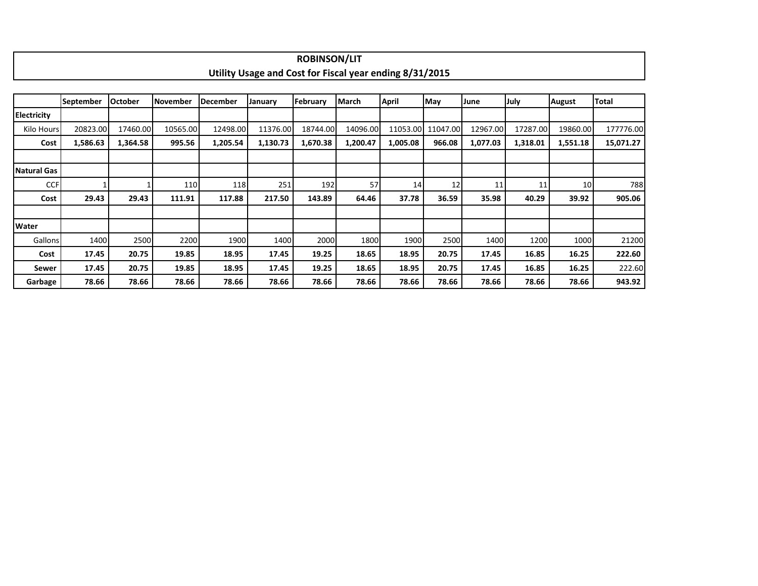# ROBINSON/LIT

## Utility Usage and Cost for Fiscal year ending 8/31/2015

| | September | October | November | December | January | February | March | April | May | June | July | August | Total |
|---|---|---|---|---|---|---|---|---|---|---|---|---|---|
| **Electricity** | | | | | | | | | | | | | |
| Kilo Hours | 20823.00 | 17460.00 | 10565.00 | 12498.00 | 11376.00 | 18744.00 | 14096.00 | 11053.00 | 11047.00 | 12967.00 | 17287.00 | 19860.00 | 177776.00 |
| **Cost** | **1,586.63** | **1,364.58** | **995.56** | **1,205.54** | **1,130.73** | **1,670.38** | **1,200.47** | **1,005.08** | **966.08** | **1,077.03** | **1,318.01** | **1,551.18** | **15,071.27** |
| | | | | | | | | | | | | | |
| **Natural Gas** | | | | | | | | | | | | | |
| CCF | 1 | 1 | 110 | 118 | 251 | 192 | 57 | 14 | 12 | 11 | 11 | 10 | 788 |
| **Cost** | **29.43** | **29.43** | **111.91** | **117.88** | **217.50** | **143.89** | **64.46** | **37.78** | **36.59** | **35.98** | **40.29** | **39.92** | **905.06** |
| | | | | | | | | | | | | | |
| **Water** | | | | | | | | | | | | | |
| Gallons | 1400 | 2500 | 2200 | 1900 | 1400 | 2000 | 1800 | 1900 | 2500 | 1400 | 1200 | 1000 | 21200 |
| **Cost** | **17.45** | **20.75** | **19.85** | **18.95** | **17.45** | **19.25** | **18.65** | **18.95** | **20.75** | **17.45** | **16.85** | **16.25** | **222.60** |
| **Sewer** | **17.45** | **20.75** | **19.85** | **18.95** | **17.45** | **19.25** | **18.65** | **18.95** | **20.75** | **17.45** | **16.85** | **16.25** | 222.60 |
| **Garbage** | **78.66** | **78.66** | **78.66** | **78.66** | **78.66** | **78.66** | **78.66** | **78.66** | **78.66** | **78.66** | **78.66** | **78.66** | **943.92** |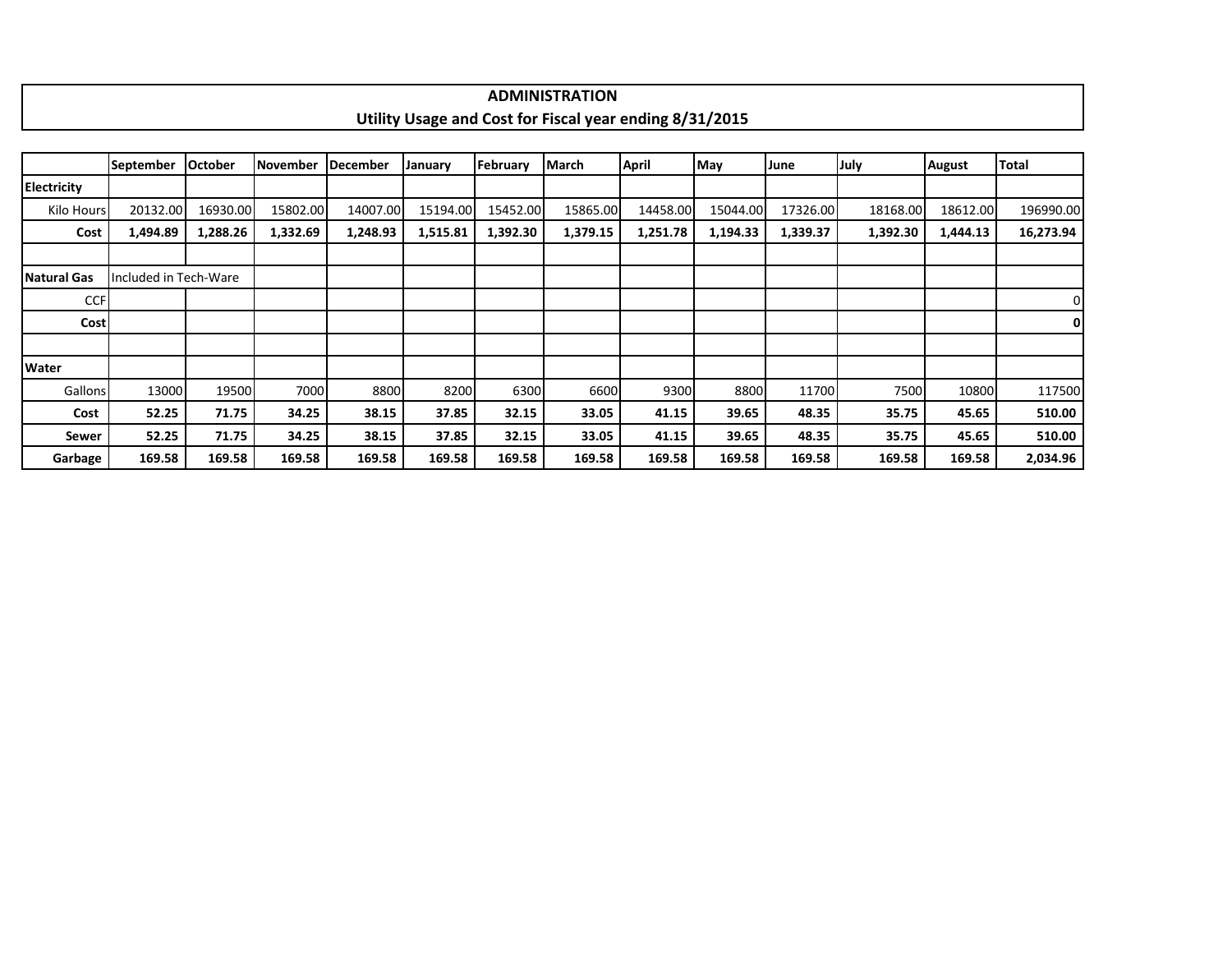**ADMINISTRATION**
**Utility Usage and Cost for Fiscal year ending 8/31/2015**

| | September | October | November | December | January | February | March | April | May | June | July | August | Total |
|---|---|---|---|---|---|---|---|---|---|---|---|---|---|
| **Electricity** | | | | | | | | | | | | | |
| Kilo Hours | 20132.00 | 16930.00 | 15802.00 | 14007.00 | 15194.00 | 15452.00 | 15865.00 | 14458.00 | 15044.00 | 17326.00 | 18168.00 | 18612.00 | 196990.00 |
| **Cost** | **1,494.89** | **1,288.26** | **1,332.69** | **1,248.93** | **1,515.81** | **1,392.30** | **1,379.15** | **1,251.78** | **1,194.33** | **1,339.37** | **1,392.30** | **1,444.13** | **16,273.94** |
| | | | | | | | | | | | | | |
| **Natural Gas** | Included in Tech-Ware | | | | | | | | | | | | |
| CCF | | | | | | | | | | | | | 0 |
| **Cost** | | | | | | | | | | | | | **0** |
| | | | | | | | | | | | | | |
| **Water** | | | | | | | | | | | | | |
| Gallons | 13000 | 19500 | 7000 | 8800 | 8200 | 6300 | 6600 | 9300 | 8800 | 11700 | 7500 | 10800 | 117500 |
| **Cost** | **52.25** | **71.75** | **34.25** | **38.15** | **37.85** | **32.15** | **33.05** | **41.15** | **39.65** | **48.35** | **35.75** | **45.65** | **510.00** |
| **Sewer** | **52.25** | **71.75** | **34.25** | **38.15** | **37.85** | **32.15** | **33.05** | **41.15** | **39.65** | **48.35** | **35.75** | **45.65** | **510.00** |
| **Garbage** | **169.58** | **169.58** | **169.58** | **169.58** | **169.58** | **169.58** | **169.58** | **169.58** | **169.58** | **169.58** | **169.58** | **169.58** | **2,034.96** |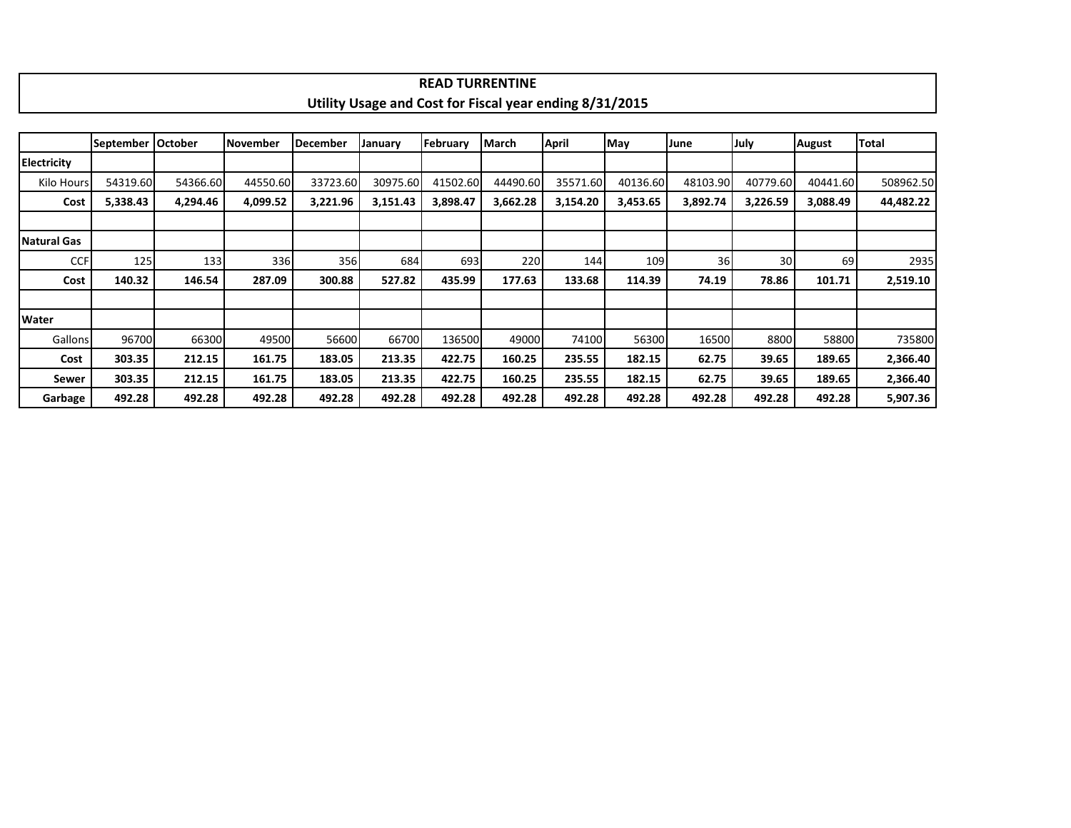# READ TURRENTINE

## Utility Usage and Cost for Fiscal year ending 8/31/2015

| | September | October | November | December | January | February | March | April | May | June | July | August | Total |
|---|---|---|---|---|---|---|---|---|---|---|---|---|---|
| **Electricity** | | | | | | | | | | | | | |
| Kilo Hours | 54319.60 | 54366.60 | 44550.60 | 33723.60 | 30975.60 | 41502.60 | 44490.60 | 35571.60 | 40136.60 | 48103.90 | 40779.60 | 40441.60 | 508962.50 |
| **Cost** | **5,338.43** | **4,294.46** | **4,099.52** | **3,221.96** | **3,151.43** | **3,898.47** | **3,662.28** | **3,154.20** | **3,453.65** | **3,892.74** | **3,226.59** | **3,088.49** | **44,482.22** |
| | | | | | | | | | | | | | |
| **Natural Gas** | | | | | | | | | | | | | |
| CCF | 125 | 133 | 336 | 356 | 684 | 693 | 220 | 144 | 109 | 36 | 30 | 69 | 2935 |
| **Cost** | **140.32** | **146.54** | **287.09** | **300.88** | **527.82** | **435.99** | **177.63** | **133.68** | **114.39** | **74.19** | **78.86** | **101.71** | **2,519.10** |
| | | | | | | | | | | | | | |
| **Water** | | | | | | | | | | | | | |
| Gallons | 96700 | 66300 | 49500 | 56600 | 66700 | 136500 | 49000 | 74100 | 56300 | 16500 | 8800 | 58800 | 735800 |
| **Cost** | **303.35** | **212.15** | **161.75** | **183.05** | **213.35** | **422.75** | **160.25** | **235.55** | **182.15** | **62.75** | **39.65** | **189.65** | **2,366.40** |
| **Sewer** | **303.35** | **212.15** | **161.75** | **183.05** | **213.35** | **422.75** | **160.25** | **235.55** | **182.15** | **62.75** | **39.65** | **189.65** | **2,366.40** |
| **Garbage** | **492.28** | **492.28** | **492.28** | **492.28** | **492.28** | **492.28** | **492.28** | **492.28** | **492.28** | **492.28** | **492.28** | **492.28** | **5,907.36** |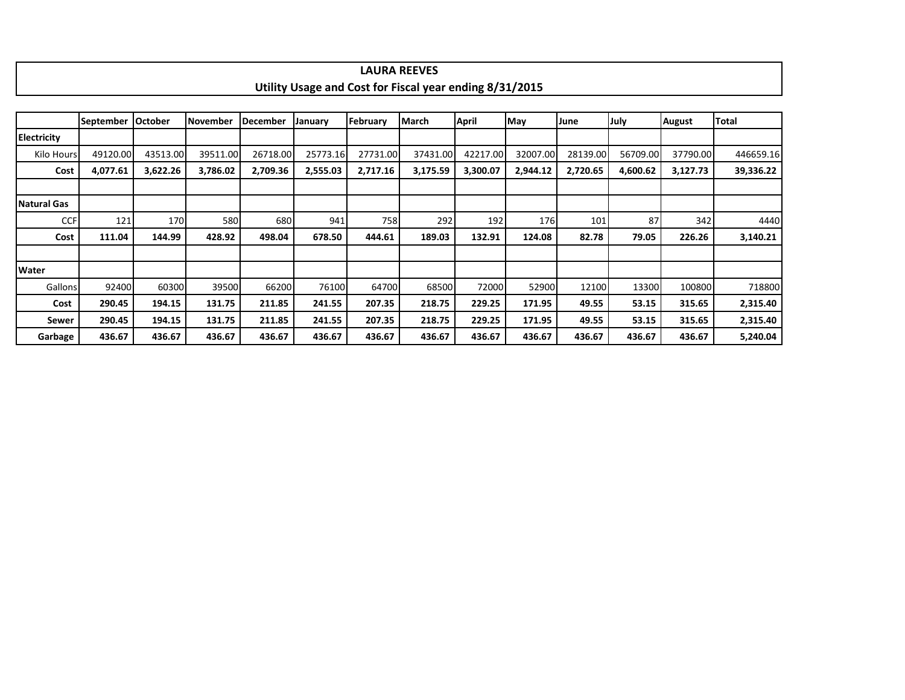**LAURA REEVES**

**Utility Usage and Cost for Fiscal year ending 8/31/2015**

| | September | October | November | December | January | February | March | April | May | June | July | August | Total |
|---|---|---|---|---|---|---|---|---|---|---|---|---|---|
| **Electricity** | | | | | | | | | | | | | |
| Kilo Hours | 49120.00 | 43513.00 | 39511.00 | 26718.00 | 25773.16 | 27731.00 | 37431.00 | 42217.00 | 32007.00 | 28139.00 | 56709.00 | 37790.00 | 446659.16 |
| **Cost** | **4,077.61** | **3,622.26** | **3,786.02** | **2,709.36** | **2,555.03** | **2,717.16** | **3,175.59** | **3,300.07** | **2,944.12** | **2,720.65** | **4,600.62** | **3,127.73** | **39,336.22** |
| | | | | | | | | | | | | | |
| **Natural Gas** | | | | | | | | | | | | | |
| CCF | 121 | 170 | 580 | 680 | 941 | 758 | 292 | 192 | 176 | 101 | 87 | 342 | 4440 |
| **Cost** | **111.04** | **144.99** | **428.92** | **498.04** | **678.50** | **444.61** | **189.03** | **132.91** | **124.08** | **82.78** | **79.05** | **226.26** | **3,140.21** |
| | | | | | | | | | | | | | |
| **Water** | | | | | | | | | | | | | |
| Gallons | 92400 | 60300 | 39500 | 66200 | 76100 | 64700 | 68500 | 72000 | 52900 | 12100 | 13300 | 100800 | 718800 |
| **Cost** | **290.45** | **194.15** | **131.75** | **211.85** | **241.55** | **207.35** | **218.75** | **229.25** | **171.95** | **49.55** | **53.15** | **315.65** | **2,315.40** |
| **Sewer** | **290.45** | **194.15** | **131.75** | **211.85** | **241.55** | **207.35** | **218.75** | **229.25** | **171.95** | **49.55** | **53.15** | **315.65** | **2,315.40** |
| **Garbage** | **436.67** | **436.67** | **436.67** | **436.67** | **436.67** | **436.67** | **436.67** | **436.67** | **436.67** | **436.67** | **436.67** | **436.67** | **5,240.04** |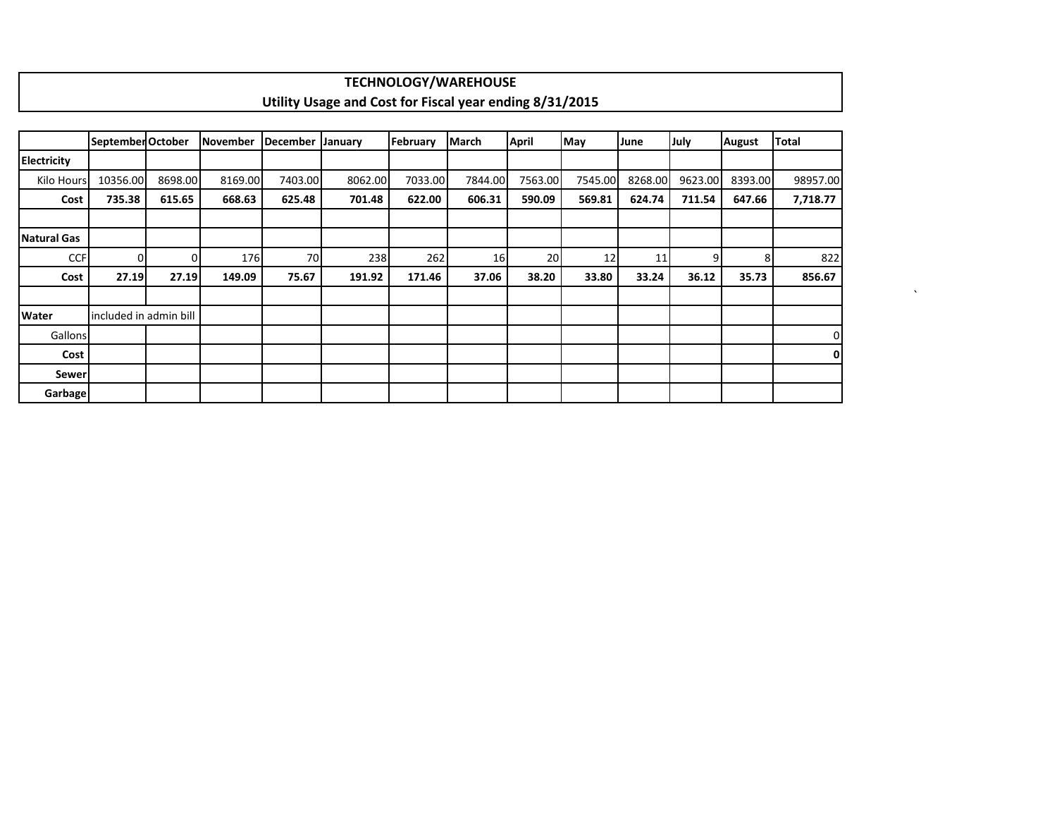# TECHNOLOGY/WAREHOUSE

## Utility Usage and Cost for Fiscal year ending 8/31/2015

| | September | October | November | December | January | February | March | April | May | June | July | August | Total |
|---|---|---|---|---|---|---|---|---|---|---|---|---|---|
| **Electricity** | | | | | | | | | | | | | |
| Kilo Hours | 10356.00 | 8698.00 | 8169.00 | 7403.00 | 8062.00 | 7033.00 | 7844.00 | 7563.00 | 7545.00 | 8268.00 | 9623.00 | 8393.00 | 98957.00 |
| **Cost** | **735.38** | **615.65** | **668.63** | **625.48** | **701.48** | **622.00** | **606.31** | **590.09** | **569.81** | **624.74** | **711.54** | **647.66** | **7,718.77** |
| | | | | | | | | | | | | | |
| **Natural Gas** | | | | | | | | | | | | | |
| CCF | 0 | 0 | 176 | 70 | 238 | 262 | 16 | 20 | 12 | 11 | 9 | 8 | 822 |
| **Cost** | **27.19** | **27.19** | **149.09** | **75.67** | **191.92** | **171.46** | **37.06** | **38.20** | **33.80** | **33.24** | **36.12** | **35.73** | **856.67** |
| | | | | | | | | | | | | | |
| **Water** | included in admin bill | | | | | | | | | | | | |
| Gallons | | | | | | | | | | | | | 0 |
| **Cost** | | | | | | | | | | | | | **0** |
| **Sewer** | | | | | | | | | | | | | |
| **Garbage** | | | | | | | | | | | | | |